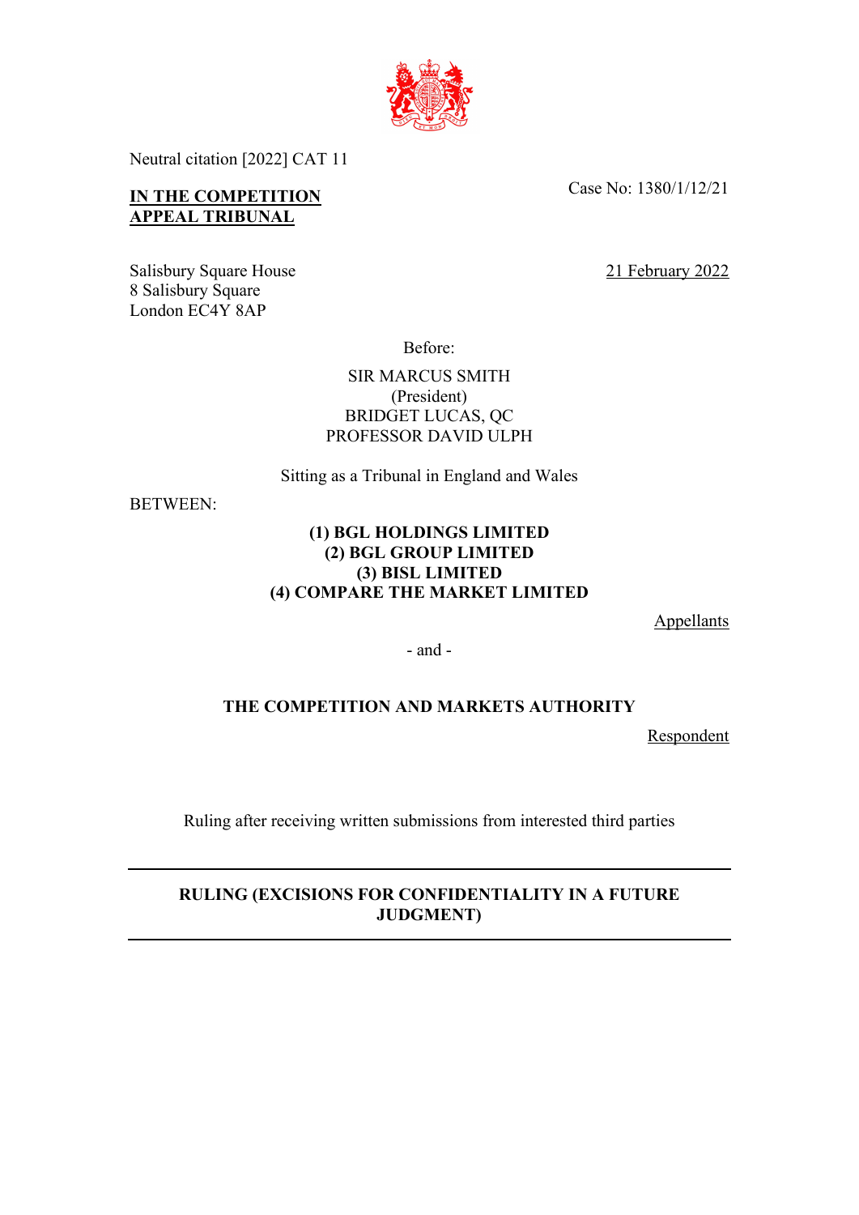Neutral citation [2022] CAT 11

**IN THE COMPETITION APPEAL TRIBUNAL**

Case No: 1380/1/12/21

Salisbury Square House
8 Salisbury Square
London EC4Y 8AP

21 February 2022

Before:

SIR MARCUS SMITH
(President)
BRIDGET LUCAS, QC
PROFESSOR DAVID ULPH

Sitting as a Tribunal in England and Wales

BETWEEN:

**(1) BGL HOLDINGS LIMITED**
**(2) BGL GROUP LIMITED**
**(3) BISL LIMITED**
**(4) COMPARE THE MARKET LIMITED**

Appellants

- and -

**THE COMPETITION AND MARKETS AUTHORITY**

Respondent

Ruling after receiving written submissions from interested third parties

---

**RULING (EXCISIONS FOR CONFIDENTIALITY IN A FUTURE JUDGMENT)**

---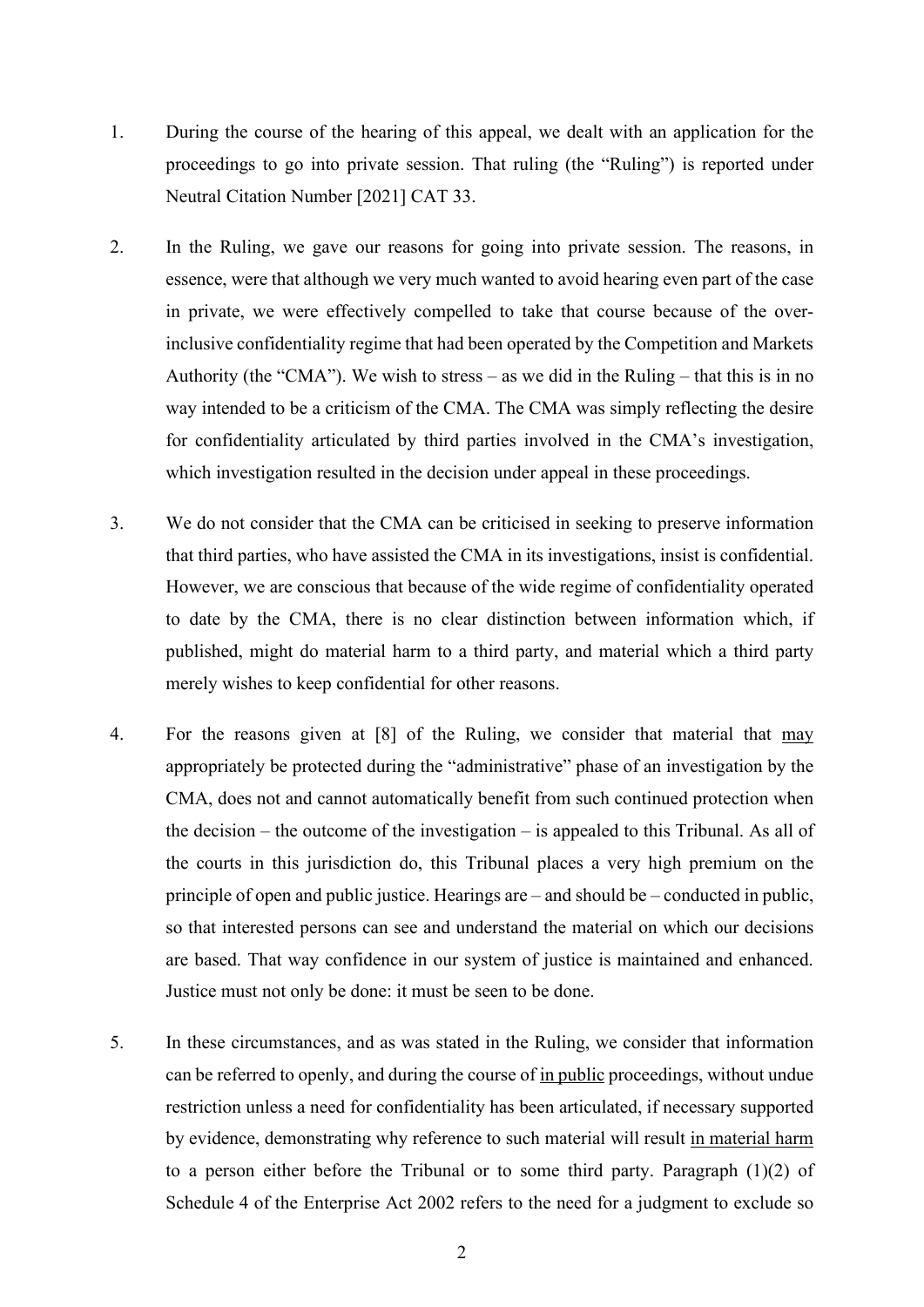1. During the course of the hearing of this appeal, we dealt with an application for the proceedings to go into private session. That ruling (the "Ruling") is reported under Neutral Citation Number [2021] CAT 33.

2. In the Ruling, we gave our reasons for going into private session. The reasons, in essence, were that although we very much wanted to avoid hearing even part of the case in private, we were effectively compelled to take that course because of the over-inclusive confidentiality regime that had been operated by the Competition and Markets Authority (the "CMA"). We wish to stress – as we did in the Ruling – that this is in no way intended to be a criticism of the CMA. The CMA was simply reflecting the desire for confidentiality articulated by third parties involved in the CMA's investigation, which investigation resulted in the decision under appeal in these proceedings.

3. We do not consider that the CMA can be criticised in seeking to preserve information that third parties, who have assisted the CMA in its investigations, insist is confidential. However, we are conscious that because of the wide regime of confidentiality operated to date by the CMA, there is no clear distinction between information which, if published, might do material harm to a third party, and material which a third party merely wishes to keep confidential for other reasons.

4. For the reasons given at [8] of the Ruling, we consider that material that <u>may</u> appropriately be protected during the "administrative" phase of an investigation by the CMA, does not and cannot automatically benefit from such continued protection when the decision – the outcome of the investigation – is appealed to this Tribunal. As all of the courts in this jurisdiction do, this Tribunal places a very high premium on the principle of open and public justice. Hearings are – and should be – conducted in public, so that interested persons can see and understand the material on which our decisions are based. That way confidence in our system of justice is maintained and enhanced. Justice must not only be done: it must be seen to be done.

5. In these circumstances, and as was stated in the Ruling, we consider that information can be referred to openly, and during the course of <u>in public</u> proceedings, without undue restriction unless a need for confidentiality has been articulated, if necessary supported by evidence, demonstrating why reference to such material will result <u>in material harm</u> to a person either before the Tribunal or to some third party. Paragraph (1)(2) of Schedule 4 of the Enterprise Act 2002 refers to the need for a judgment to exclude so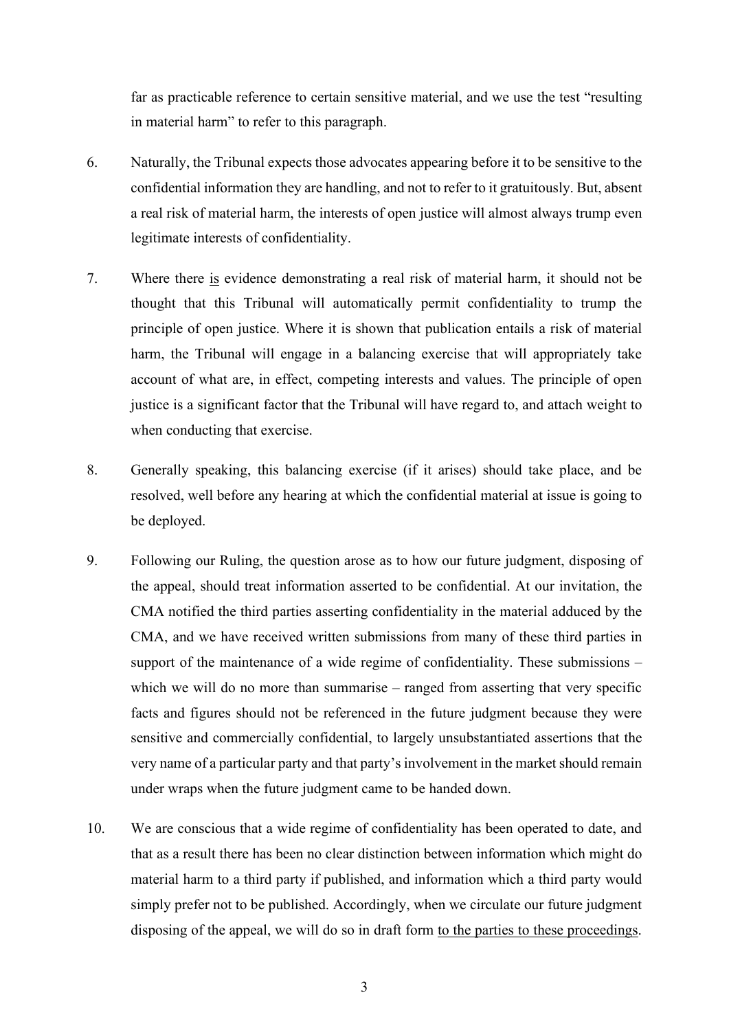far as practicable reference to certain sensitive material, and we use the test "resulting in material harm" to refer to this paragraph.

6. Naturally, the Tribunal expects those advocates appearing before it to be sensitive to the confidential information they are handling, and not to refer to it gratuitously. But, absent a real risk of material harm, the interests of open justice will almost always trump even legitimate interests of confidentiality.

7. Where there <u>is</u> evidence demonstrating a real risk of material harm, it should not be thought that this Tribunal will automatically permit confidentiality to trump the principle of open justice. Where it is shown that publication entails a risk of material harm, the Tribunal will engage in a balancing exercise that will appropriately take account of what are, in effect, competing interests and values. The principle of open justice is a significant factor that the Tribunal will have regard to, and attach weight to when conducting that exercise.

8. Generally speaking, this balancing exercise (if it arises) should take place, and be resolved, well before any hearing at which the confidential material at issue is going to be deployed.

9. Following our Ruling, the question arose as to how our future judgment, disposing of the appeal, should treat information asserted to be confidential. At our invitation, the CMA notified the third parties asserting confidentiality in the material adduced by the CMA, and we have received written submissions from many of these third parties in support of the maintenance of a wide regime of confidentiality. These submissions – which we will do no more than summarise – ranged from asserting that very specific facts and figures should not be referenced in the future judgment because they were sensitive and commercially confidential, to largely unsubstantiated assertions that the very name of a particular party and that party's involvement in the market should remain under wraps when the future judgment came to be handed down.

10. We are conscious that a wide regime of confidentiality has been operated to date, and that as a result there has been no clear distinction between information which might do material harm to a third party if published, and information which a third party would simply prefer not to be published. Accordingly, when we circulate our future judgment disposing of the appeal, we will do so in draft form <u>to the parties to these proceedings</u>.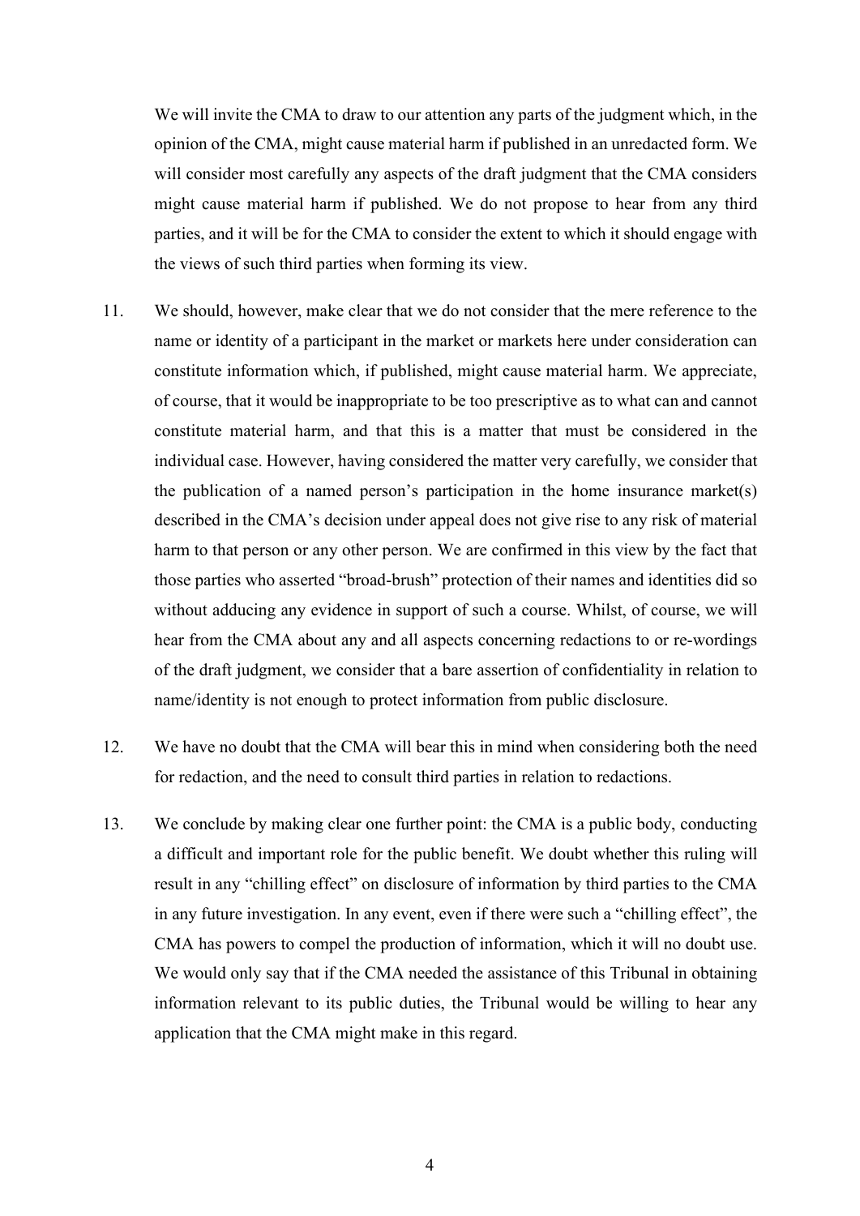We will invite the CMA to draw to our attention any parts of the judgment which, in the opinion of the CMA, might cause material harm if published in an unredacted form. We will consider most carefully any aspects of the draft judgment that the CMA considers might cause material harm if published. We do not propose to hear from any third parties, and it will be for the CMA to consider the extent to which it should engage with the views of such third parties when forming its view.

11. We should, however, make clear that we do not consider that the mere reference to the name or identity of a participant in the market or markets here under consideration can constitute information which, if published, might cause material harm. We appreciate, of course, that it would be inappropriate to be too prescriptive as to what can and cannot constitute material harm, and that this is a matter that must be considered in the individual case. However, having considered the matter very carefully, we consider that the publication of a named person's participation in the home insurance market(s) described in the CMA's decision under appeal does not give rise to any risk of material harm to that person or any other person. We are confirmed in this view by the fact that those parties who asserted "broad-brush" protection of their names and identities did so without adducing any evidence in support of such a course. Whilst, of course, we will hear from the CMA about any and all aspects concerning redactions to or re-wordings of the draft judgment, we consider that a bare assertion of confidentiality in relation to name/identity is not enough to protect information from public disclosure.

12. We have no doubt that the CMA will bear this in mind when considering both the need for redaction, and the need to consult third parties in relation to redactions.

13. We conclude by making clear one further point: the CMA is a public body, conducting a difficult and important role for the public benefit. We doubt whether this ruling will result in any "chilling effect" on disclosure of information by third parties to the CMA in any future investigation. In any event, even if there were such a "chilling effect", the CMA has powers to compel the production of information, which it will no doubt use. We would only say that if the CMA needed the assistance of this Tribunal in obtaining information relevant to its public duties, the Tribunal would be willing to hear any application that the CMA might make in this regard.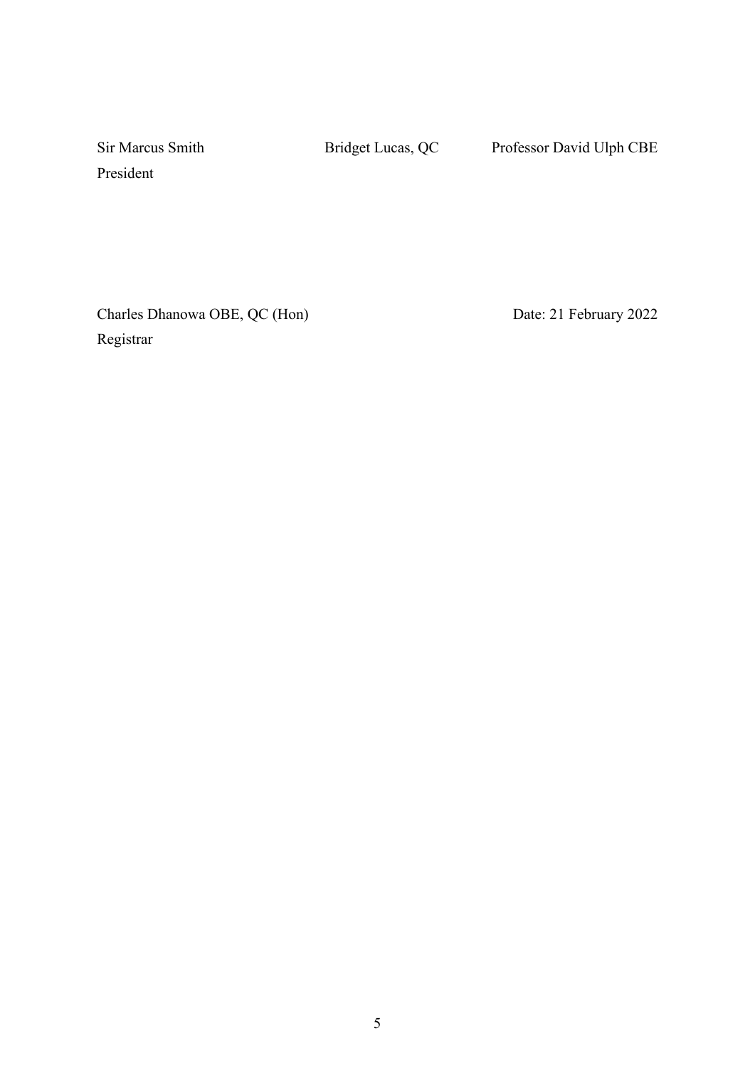Sir Marcus Smith
President

Bridget Lucas, QC

Professor David Ulph CBE

Charles Dhanowa OBE, QC (Hon)
Registrar

Date: 21 February 2022